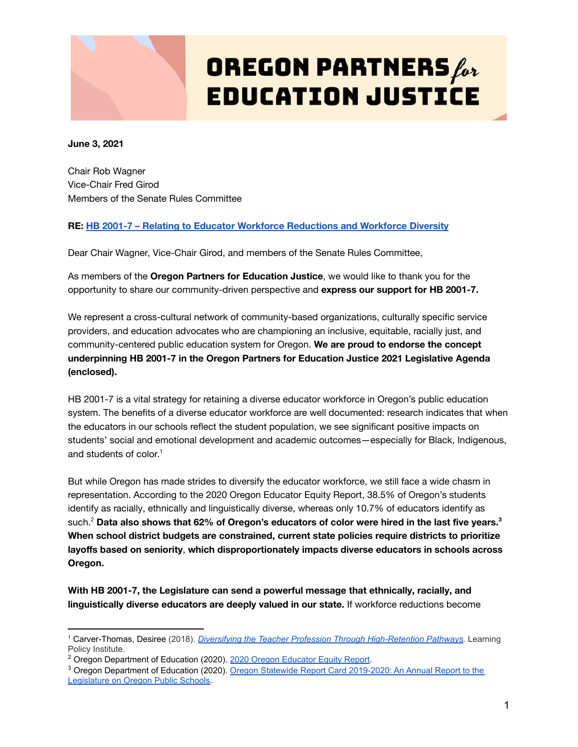# OREGON PARTNERS *for* EDUCATION JUSTICE

**June 3, 2021**

Chair Rob Wagner
Vice-Chair Fred Girod
Members of the Senate Rules Committee

**RE: HB 2001-7 – Relating to Educator Workforce Reductions and Workforce Diversity**

Dear Chair Wagner, Vice-Chair Girod, and members of the Senate Rules Committee,

As members of the **Oregon Partners for Education Justice**, we would like to thank you for the opportunity to share our community-driven perspective and **express our support for HB 2001-7.**

We represent a cross-cultural network of community-based organizations, culturally specific service providers, and education advocates who are championing an inclusive, equitable, racially just, and community-centered public education system for Oregon. **We are proud to endorse the concept underpinning HB 2001-7 in the Oregon Partners for Education Justice 2021 Legislative Agenda (enclosed).**

HB 2001-7 is a vital strategy for retaining a diverse educator workforce in Oregon's public education system. The benefits of a diverse educator workforce are well documented: research indicates that when the educators in our schools reflect the student population, we see significant positive impacts on students' social and emotional development and academic outcomes—especially for Black, Indigenous, and students of color.[1]

But while Oregon has made strides to diversify the educator workforce, we still face a wide chasm in representation. According to the 2020 Oregon Educator Equity Report, 38.5% of Oregon's students identify as racially, ethnically and linguistically diverse, whereas only 10.7% of educators identify as such.[2] **Data also shows that 62% of Oregon's educators of color were hired in the last five years.[3] When school district budgets are constrained, current state policies require districts to prioritize layoffs based on seniority**, **which disproportionately impacts diverse educators in schools across Oregon.**

**With HB 2001-7, the Legislature can send a powerful message that ethnically, racially, and linguistically diverse educators are deeply valued in our state.** If workforce reductions become

---

[1] Carver-Thomas, Desiree (2018). *Diversifying the Teacher Profession Through High-Retention Pathways*. Learning Policy Institute.

[2] Oregon Department of Education (2020). 2020 Oregon Educator Equity Report.

[3] Oregon Department of Education (2020). Oregon Statewide Report Card 2019-2020: An Annual Report to the Legislature on Oregon Public Schools.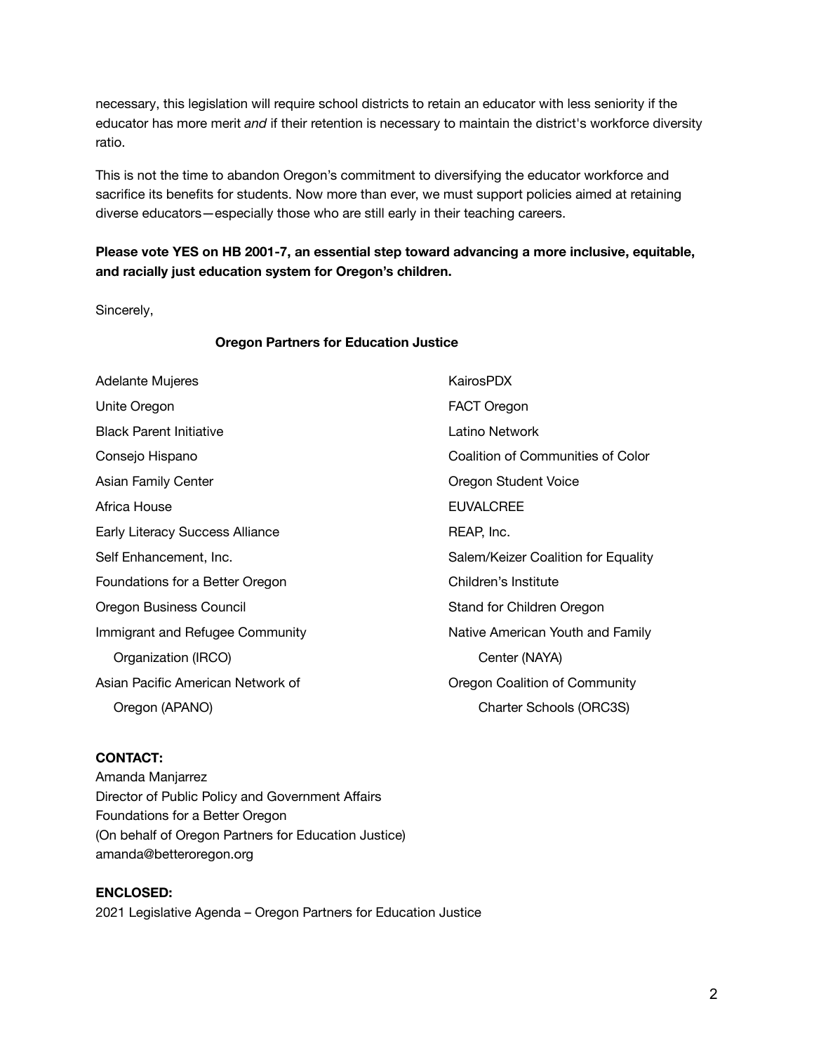necessary, this legislation will require school districts to retain an educator with less seniority if the educator has more merit *and* if their retention is necessary to maintain the district's workforce diversity ratio.

This is not the time to abandon Oregon's commitment to diversifying the educator workforce and sacrifice its benefits for students. Now more than ever, we must support policies aimed at retaining diverse educators—especially those who are still early in their teaching careers.

**Please vote YES on HB 2001-7, an essential step toward advancing a more inclusive, equitable, and racially just education system for Oregon's children.**

Sincerely,

**Oregon Partners for Education Justice**

- Adelante Mujeres
- Unite Oregon
- Black Parent Initiative
- Consejo Hispano
- Asian Family Center
- Africa House
- Early Literacy Success Alliance
- Self Enhancement, Inc.
- Foundations for a Better Oregon
- Oregon Business Council
- Immigrant and Refugee Community Organization (IRCO)
- Asian Pacific American Network of Oregon (APANO)
- KairosPDX
- FACT Oregon
- Latino Network
- Coalition of Communities of Color
- Oregon Student Voice
- EUVALCREE
- REAP, Inc.
- Salem/Keizer Coalition for Equality
- Children's Institute
- Stand for Children Oregon
- Native American Youth and Family Center (NAYA)
- Oregon Coalition of Community Charter Schools (ORC3S)

**CONTACT:**
Amanda Manjarrez
Director of Public Policy and Government Affairs
Foundations for a Better Oregon
(On behalf of Oregon Partners for Education Justice)
amanda@betteroregon.org

**ENCLOSED:**
2021 Legislative Agenda – Oregon Partners for Education Justice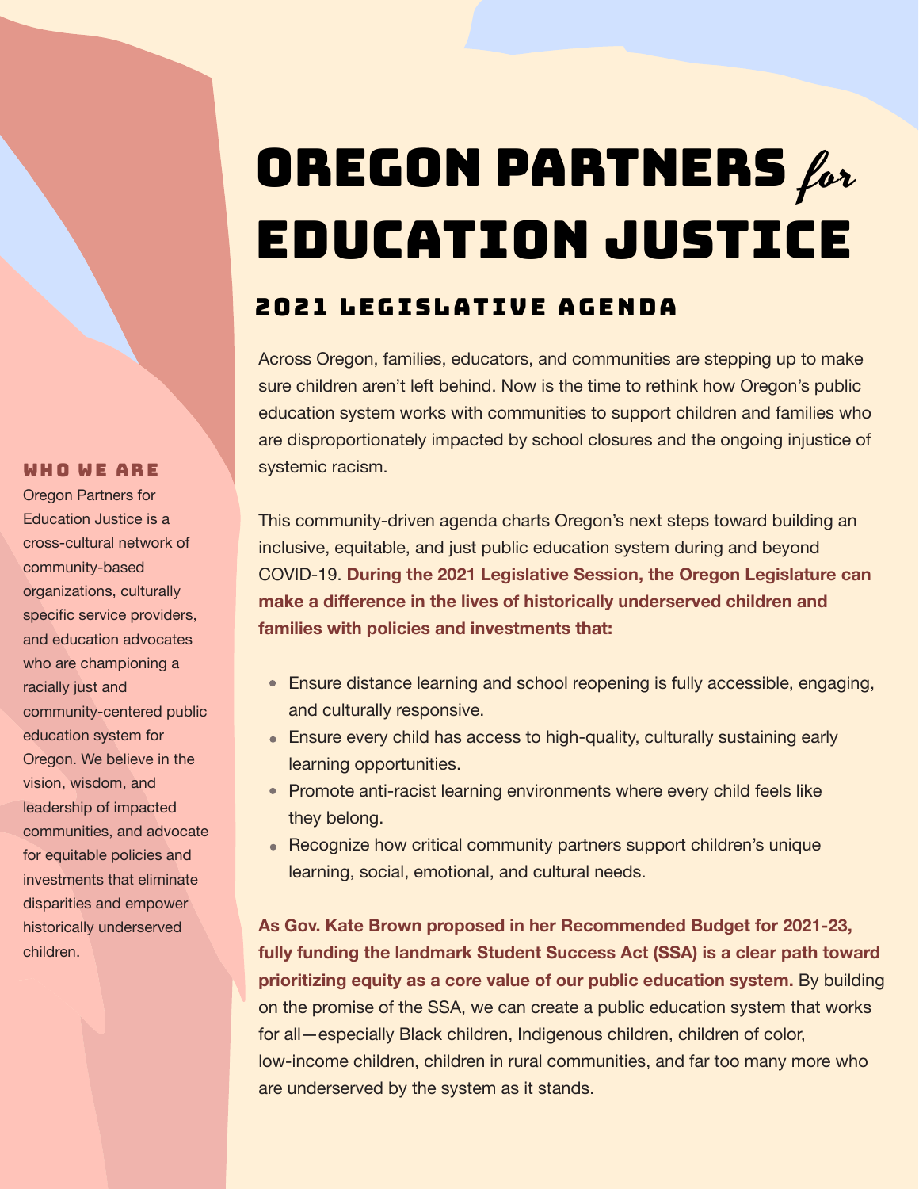# Oregon Partners *for* Education Justice

## 2021 Legislative Agenda

Across Oregon, families, educators, and communities are stepping up to make sure children aren't left behind. Now is the time to rethink how Oregon's public education system works with communities to support children and families who are disproportionately impacted by school closures and the ongoing injustice of systemic racism.

This community-driven agenda charts Oregon's next steps toward building an inclusive, equitable, and just public education system during and beyond COVID-19. **During the 2021 Legislative Session, the Oregon Legislature can make a difference in the lives of historically underserved children and families with policies and investments that:**

- Ensure distance learning and school reopening is fully accessible, engaging, and culturally responsive.
- Ensure every child has access to high-quality, culturally sustaining early learning opportunities.
- Promote anti-racist learning environments where every child feels like they belong.
- Recognize how critical community partners support children's unique learning, social, emotional, and cultural needs.

**As Gov. Kate Brown proposed in her Recommended Budget for 2021-23, fully funding the landmark Student Success Act (SSA) is a clear path toward prioritizing equity as a core value of our public education system.** By building on the promise of the SSA, we can create a public education system that works for all—especially Black children, Indigenous children, children of color, low-income children, children in rural communities, and far too many more who are underserved by the system as it stands.

### Who We Are

Oregon Partners for Education Justice is a cross-cultural network of community-based organizations, culturally specific service providers, and education advocates who are championing a racially just and community-centered public education system for Oregon. We believe in the vision, wisdom, and leadership of impacted communities, and advocate for equitable policies and investments that eliminate disparities and empower historically underserved children.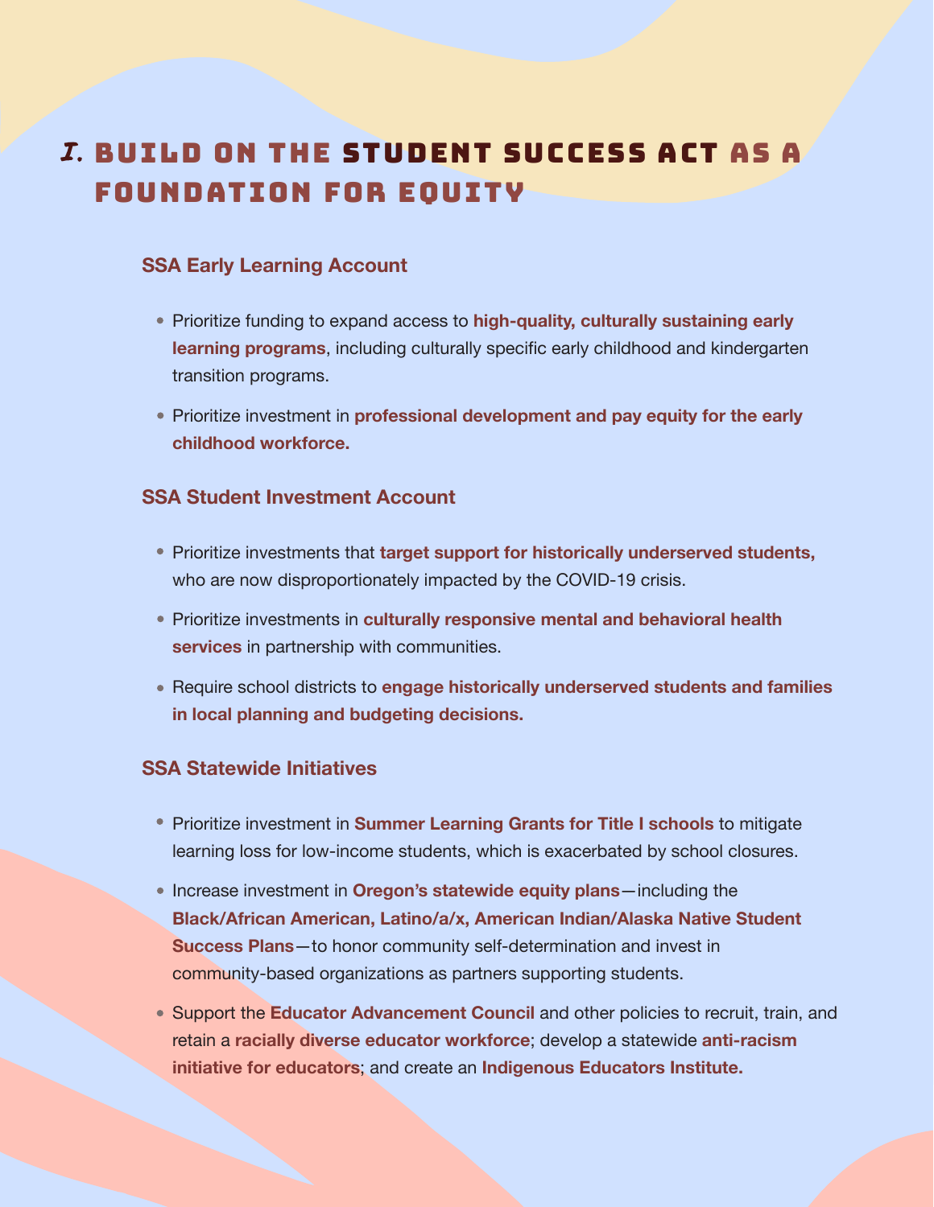# I. BUILD ON THE STUDENT SUCCESS ACT AS A FOUNDATION FOR EQUITY

### SSA Early Learning Account

- Prioritize funding to expand access to **high-quality, culturally sustaining early learning programs**, including culturally specific early childhood and kindergarten transition programs.
- Prioritize investment in **professional development and pay equity for the early childhood workforce.**

### SSA Student Investment Account

- Prioritize investments that **target support for historically underserved students,** who are now disproportionately impacted by the COVID-19 crisis.
- Prioritize investments in **culturally responsive mental and behavioral health services** in partnership with communities.
- Require school districts to **engage historically underserved students and families in local planning and budgeting decisions.**

### SSA Statewide Initiatives

- Prioritize investment in **Summer Learning Grants for Title I schools** to mitigate learning loss for low-income students, which is exacerbated by school closures.
- Increase investment in **Oregon's statewide equity plans**—including the **Black/African American, Latino/a/x, American Indian/Alaska Native Student Success Plans**—to honor community self-determination and invest in community-based organizations as partners supporting students.
- Support the **Educator Advancement Council** and other policies to recruit, train, and retain a **racially diverse educator workforce**; develop a statewide **anti-racism initiative for educators**; and create an **Indigenous Educators Institute.**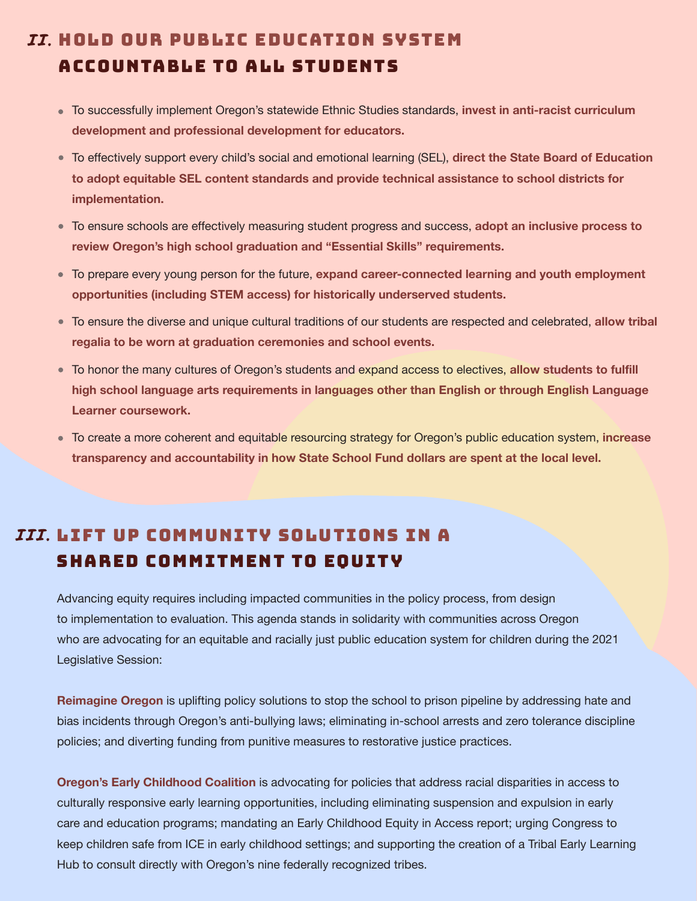## II. Hold Our Public Education System Accountable to All Students

- To successfully implement Oregon's statewide Ethnic Studies standards, **invest in anti-racist curriculum development and professional development for educators.**
- To effectively support every child's social and emotional learning (SEL), **direct the State Board of Education to adopt equitable SEL content standards and provide technical assistance to school districts for implementation.**
- To ensure schools are effectively measuring student progress and success, **adopt an inclusive process to review Oregon's high school graduation and "Essential Skills" requirements.**
- To prepare every young person for the future, **expand career-connected learning and youth employment opportunities (including STEM access) for historically underserved students.**
- To ensure the diverse and unique cultural traditions of our students are respected and celebrated, **allow tribal regalia to be worn at graduation ceremonies and school events.**
- To honor the many cultures of Oregon's students and expand access to electives, **allow students to fulfill high school language arts requirements in languages other than English or through English Language Learner coursework.**
- To create a more coherent and equitable resourcing strategy for Oregon's public education system, **increase transparency and accountability in how State School Fund dollars are spent at the local level.**

## III. Lift Up Community Solutions in a Shared Commitment to Equity

Advancing equity requires including impacted communities in the policy process, from design to implementation to evaluation. This agenda stands in solidarity with communities across Oregon who are advocating for an equitable and racially just public education system for children during the 2021 Legislative Session:

**Reimagine Oregon** is uplifting policy solutions to stop the school to prison pipeline by addressing hate and bias incidents through Oregon's anti-bullying laws; eliminating in-school arrests and zero tolerance discipline policies; and diverting funding from punitive measures to restorative justice practices.

**Oregon's Early Childhood Coalition** is advocating for policies that address racial disparities in access to culturally responsive early learning opportunities, including eliminating suspension and expulsion in early care and education programs; mandating an Early Childhood Equity in Access report; urging Congress to keep children safe from ICE in early childhood settings; and supporting the creation of a Tribal Early Learning Hub to consult directly with Oregon's nine federally recognized tribes.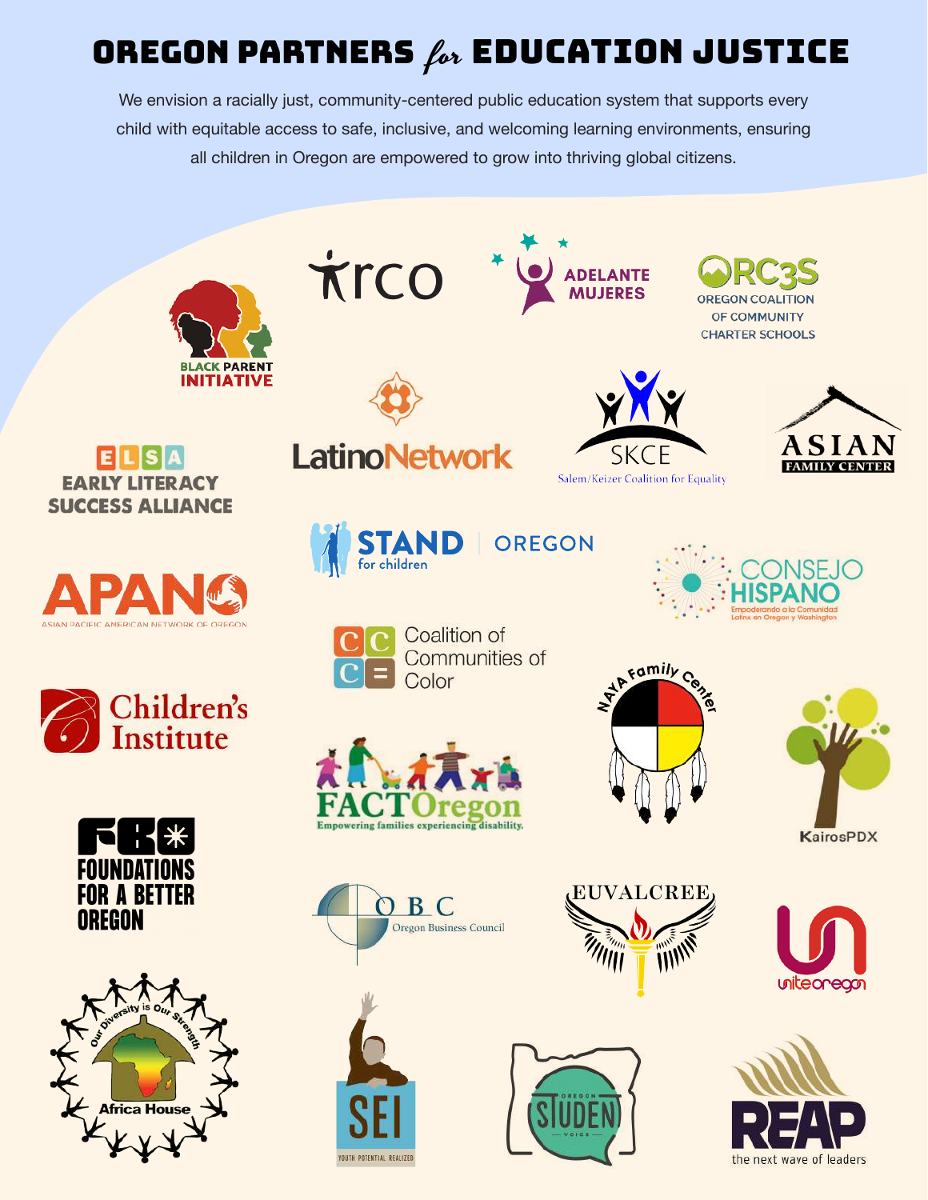# OREGON PARTNERS *for* EDUCATION JUSTICE

We envision a racially just, community-centered public education system that supports every child with equitable access to safe, inclusive, and welcoming learning environments, ensuring all children in Oregon are empowered to grow into thriving global citizens.

BLACK PARENT INITIATIVE

IRCO

ADELANTE MUJERES

ORC3S OREGON COALITION OF COMMUNITY CHARTER SCHOOLS

ELSA EARLY LITERACY SUCCESS ALLIANCE

LatinoNetwork

SKCE Salem/Keizer Coalition for Equality

ASIAN FAMILY CENTER

APANO ASIAN PACIFIC AMERICAN NETWORK OF OREGON

STAND for children | OREGON

CONSEJO HISPANO Empoderando a la Comunidad Latinx en Oregon y Washington

Coalition of Communities of Color

Children's Institute

NAYA Family Center

FACTOregon Empowering families experiencing disability.

KairosPDX

FBO FOUNDATIONS FOR A BETTER OREGON

OBC Oregon Business Council

EUVALCREE

uniteoregon

Our Diversity is Our Strength Africa House

SEI YOUTH POTENTIAL REALIZED

OREGON STUDENT VOICE

REAP the next wave of leaders